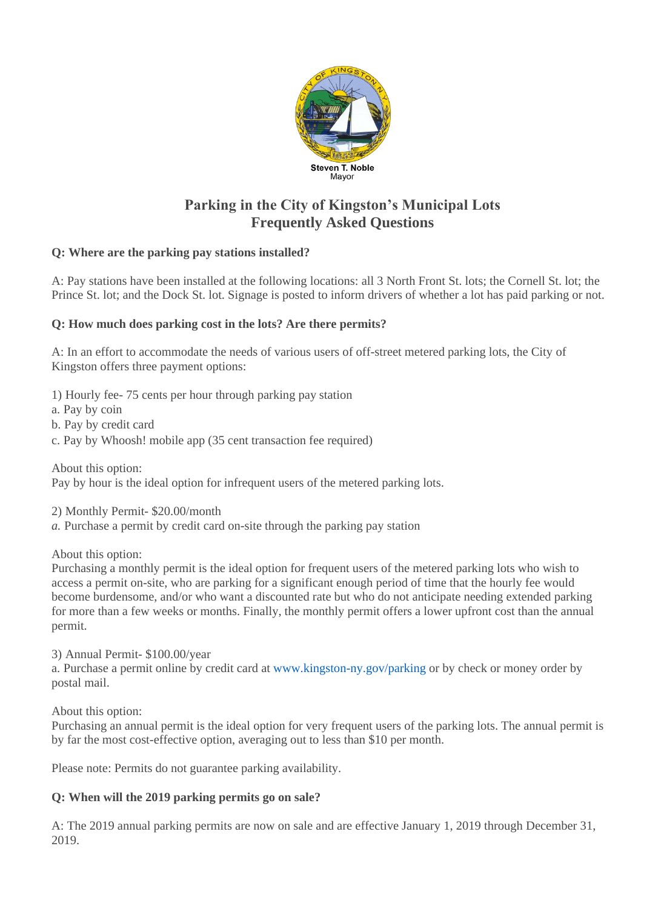Steven T. Noble
Mayor

# Parking in the City of Kingston's Municipal Lots
# Frequently Asked Questions

**Q: Where are the parking pay stations installed?**

A: Pay stations have been installed at the following locations: all 3 North Front St. lots; the Cornell St. lot; the Prince St. lot; and the Dock St. lot. Signage is posted to inform drivers of whether a lot has paid parking or not.

**Q: How much does parking cost in the lots? Are there permits?**

A: In an effort to accommodate the needs of various users of off-street metered parking lots, the City of Kingston offers three payment options:

1) Hourly fee- 75 cents per hour through parking pay station
a. Pay by coin
b. Pay by credit card
c. Pay by Whoosh! mobile app (35 cent transaction fee required)

About this option:
Pay by hour is the ideal option for infrequent users of the metered parking lots.

2) Monthly Permit- $20.00/month
*a.* Purchase a permit by credit card on-site through the parking pay station

About this option:
Purchasing a monthly permit is the ideal option for frequent users of the metered parking lots who wish to access a permit on-site, who are parking for a significant enough period of time that the hourly fee would become burdensome, and/or who want a discounted rate but who do not anticipate needing extended parking for more than a few weeks or months. Finally, the monthly permit offers a lower upfront cost than the annual permit.

3) Annual Permit- $100.00/year
a. Purchase a permit online by credit card at www.kingston-ny.gov/parking or by check or money order by postal mail.

About this option:
Purchasing an annual permit is the ideal option for very frequent users of the parking lots. The annual permit is by far the most cost-effective option, averaging out to less than $10 per month.

Please note: Permits do not guarantee parking availability.

**Q: When will the 2019 parking permits go on sale?**

A: The 2019 annual parking permits are now on sale and are effective January 1, 2019 through December 31, 2019.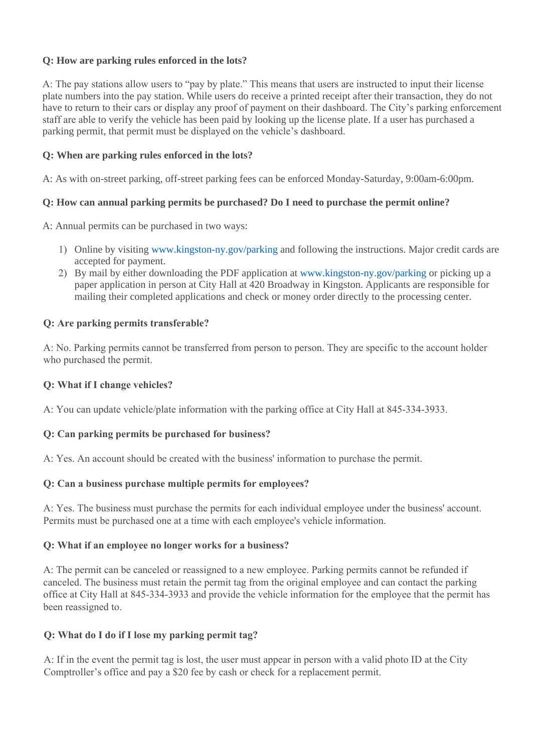**Q: How are parking rules enforced in the lots?**

A: The pay stations allow users to "pay by plate." This means that users are instructed to input their license plate numbers into the pay station. While users do receive a printed receipt after their transaction, they do not have to return to their cars or display any proof of payment on their dashboard. The City's parking enforcement staff are able to verify the vehicle has been paid by looking up the license plate. If a user has purchased a parking permit, that permit must be displayed on the vehicle's dashboard.

**Q: When are parking rules enforced in the lots?**

A: As with on-street parking, off-street parking fees can be enforced Monday-Saturday, 9:00am-6:00pm.

**Q: How can annual parking permits be purchased? Do I need to purchase the permit online?**

A: Annual permits can be purchased in two ways:

1) Online by visiting www.kingston-ny.gov/parking and following the instructions. Major credit cards are accepted for payment.
2) By mail by either downloading the PDF application at www.kingston-ny.gov/parking or picking up a paper application in person at City Hall at 420 Broadway in Kingston. Applicants are responsible for mailing their completed applications and check or money order directly to the processing center.

**Q: Are parking permits transferable?**

A: No. Parking permits cannot be transferred from person to person. They are specific to the account holder who purchased the permit.

**Q: What if I change vehicles?**

A: You can update vehicle/plate information with the parking office at City Hall at 845-334-3933.

**Q: Can parking permits be purchased for business?**

A: Yes. An account should be created with the business' information to purchase the permit.

**Q: Can a business purchase multiple permits for employees?**

A: Yes. The business must purchase the permits for each individual employee under the business' account. Permits must be purchased one at a time with each employee's vehicle information.

**Q: What if an employee no longer works for a business?**

A: The permit can be canceled or reassigned to a new employee. Parking permits cannot be refunded if canceled. The business must retain the permit tag from the original employee and can contact the parking office at City Hall at 845-334-3933 and provide the vehicle information for the employee that the permit has been reassigned to.

**Q: What do I do if I lose my parking permit tag?**

A: If in the event the permit tag is lost, the user must appear in person with a valid photo ID at the City Comptroller's office and pay a $20 fee by cash or check for a replacement permit.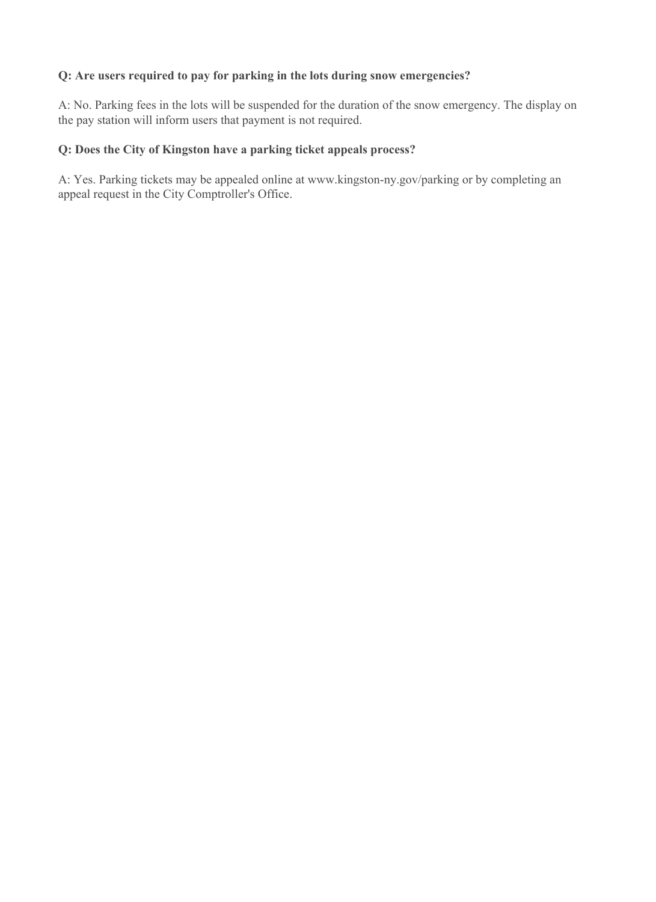**Q: Are users required to pay for parking in the lots during snow emergencies?**

A: No. Parking fees in the lots will be suspended for the duration of the snow emergency. The display on the pay station will inform users that payment is not required.

**Q: Does the City of Kingston have a parking ticket appeals process?**

A: Yes. Parking tickets may be appealed online at www.kingston-ny.gov/parking or by completing an appeal request in the City Comptroller's Office.